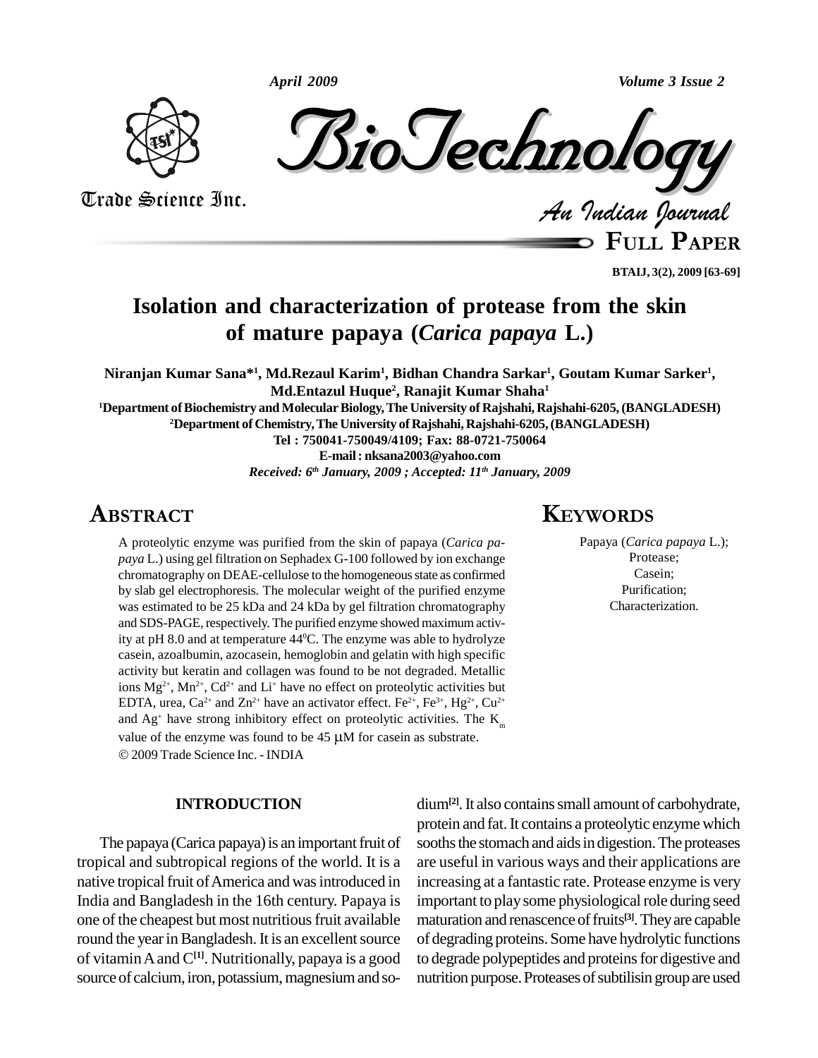# Isolation and characterization of protease from the skin of mature papaya (*Carica papaya* L.)

**Niranjan Kumar Sana*[1], Md.Rezaul Karim[1], Bidhan Chandra Sarkar[1], Goutam Kumar Sarker[1], Md.Entazul Huque[2], Ranajit Kumar Shaha[1]**

[1]Department of Biochemistry and Molecular Biology, The University of Rajshahi, Rajshahi-6205, (BANGLADESH)

[2]Department of Chemistry, The University of Rajshahi, Rajshahi-6205, (BANGLADESH)

Tel : 750041-750049/4109; Fax: 88-0721-750064

E-mail : nksana2003@yahoo.com

*Received: 6th January, 2009 ; Accepted: 11th January, 2009*

## ABSTRACT

A proteolytic enzyme was purified from the skin of papaya (*Carica papaya* L.) using gel filtration on Sephadex G-100 followed by ion exchange chromatography on DEAE-cellulose to the homogeneous state as confirmed by slab gel electrophoresis. The molecular weight of the purified enzyme was estimated to be 25 kDa and 24 kDa by gel filtration chromatography and SDS-PAGE, respectively. The purified enzyme showed maximum activity at pH 8.0 and at temperature 44$^0$C. The enzyme was able to hydrolyze casein, azoalbumin, azocasein, hemoglobin and gelatin with high specific activity but keratin and collagen was found to be not degraded. Metallic ions $Mg^{2+}$, $Mn^{2+}$, $Cd^{2+}$ and $Li^{+}$ have no effect on proteolytic activities but EDTA, urea, $Ca^{2+}$ and $Zn^{2+}$ have an activator effect. $Fe^{2+}$, $Fe^{3+}$, $Hg^{2+}$, $Cu^{2+}$ and $Ag^{+}$ have strong inhibitory effect on proteolytic activities. The $K_m$ value of the enzyme was found to be 45 $\mu$M for casein as substrate.

© 2009 Trade Science Inc. - INDIA

## KEYWORDS

Papaya (*Carica papaya* L.);
Protease;
Casein;
Purification;
Characterization.

## INTRODUCTION

The papaya (Carica papaya) is an important fruit of tropical and subtropical regions of the world. It is a native tropical fruit of America and was introduced in India and Bangladesh in the 16th century. Papaya is one of the cheapest but most nutritious fruit available round the year in Bangladesh. It is an excellent source of vitamin A and C[1]. Nutritionally, papaya is a good source of calcium, iron, potassium, magnesium and sodium[2]. It also contains small amount of carbohydrate, protein and fat. It contains a proteolytic enzyme which sooths the stomach and aids in digestion. The proteases are useful in various ways and their applications are increasing at a fantastic rate. Protease enzyme is very important to play some physiological role during seed maturation and renascence of fruits[3]. They are capable of degrading proteins. Some have hydrolytic functions to degrade polypeptides and proteins for digestive and nutrition purpose. Proteases of subtilisin group are used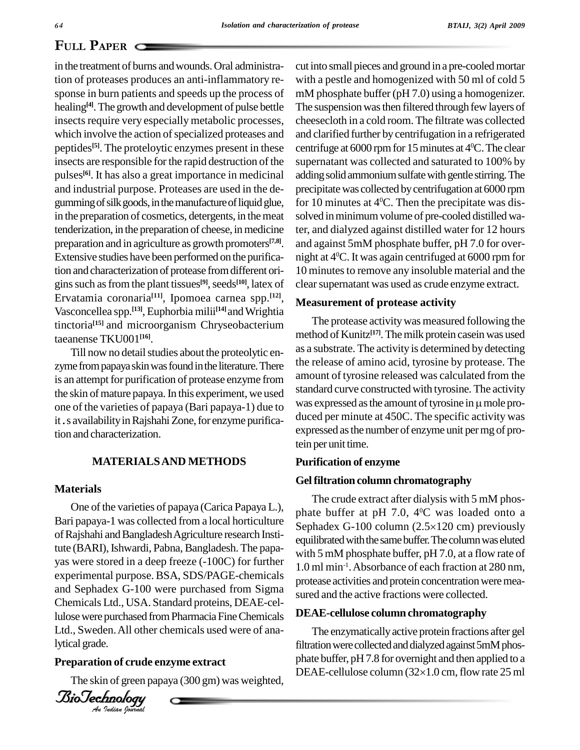in the treatment of burns and wounds. Oral administration of proteases produces an anti-inflammatory response in burn patients and speeds up the process of healing[4]. The growth and development of pulse bettle insects require very especially metabolic processes, which involve the action of specialized proteases and peptides[5]. The proteloytic enzymes present in these insects are responsible for the rapid destruction of the pulses[6]. It has also a great importance in medicinal and industrial purpose. Proteases are used in the degumming of silk goods, in the manufacture of liquid glue, in the preparation of cosmetics, detergents, in the meat tenderization, in the preparation of cheese, in medicine preparation and in agriculture as growth promoters[7,8]. Extensive studies have been performed on the purification and characterization of protease from different origins such as from the plant tissues[9], seeds[10], latex of Ervatamia coronaria[11], Ipomoea carnea spp.[12], Vasconcellea spp.[13], Euphorbia milii[14] and Wrightia tinctoria[15] and microorganism Chryseobacterium taeanense TKU001[16].

Till now no detail studies about the proteolytic enzyme from papaya skin was found in the literature. There is an attempt for purification of protease enzyme from the skin of mature papaya. In this experiment, we used one of the varieties of papaya (Bari papaya-1) due to it.s availability in Rajshahi Zone, for enzyme purification and characterization.

## MATERIALS AND METHODS

### Materials

One of the varieties of papaya (Carica Papaya L.), Bari papaya-1 was collected from a local horticulture of Rajshahi and Bangladesh Agriculture research Institute (BARI), Ishwardi, Pabna, Bangladesh. The papayas were stored in a deep freeze (-100C) for further experimental purpose. BSA, SDS/PAGE-chemicals and Sephadex G-100 were purchased from Sigma Chemicals Ltd., USA. Standard proteins, DEAE-cellulose were purchased from Pharmacia Fine Chemicals Ltd., Sweden. All other chemicals used were of analytical grade.

### Preparation of crude enzyme extract

The skin of green papaya (300 gm) was weighted, cut into small pieces and ground in a pre-cooled mortar with a pestle and homogenized with 50 ml of cold 5 mM phosphate buffer (pH 7.0) using a homogenizer. The suspension was then filtered through few layers of cheesecloth in a cold room. The filtrate was collected and clarified further by centrifugation in a refrigerated centrifuge at 6000 rpm for 15 minutes at $4^0$C. The clear supernatant was collected and saturated to 100% by adding solid ammonium sulfate with gentle stirring. The precipitate was collected by centrifugation at 6000 rpm for 10 minutes at $4^0$C. Then the precipitate was dissolved in minimum volume of pre-cooled distilled water, and dialyzed against distilled water for 12 hours and against 5mM phosphate buffer, pH 7.0 for overnight at $4^0$C. It was again centrifuged at 6000 rpm for 10 minutes to remove any insoluble material and the clear supernatant was used as crude enzyme extract.

### Measurement of protease activity

The protease activity was measured following the method of Kunitz[17]. The milk protein casein was used as a substrate. The activity is determined by detecting the release of amino acid, tyrosine by protease. The amount of tyrosine released was calculated from the standard curve constructed with tyrosine. The activity was expressed as the amount of tyrosine in μ mole produced per minute at 450C. The specific activity was expressed as the number of enzyme unit per mg of protein per unit time.

### Purification of enzyme

### Gel filtration column chromatography

The crude extract after dialysis with 5 mM phosphate buffer at pH 7.0, $4^0$C was loaded onto a Sephadex G-100 column (2.5×120 cm) previously equilibrated with the same buffer. The column was eluted with 5 mM phosphate buffer, pH 7.0, at a flow rate of 1.0 ml $min^{-1}$. Absorbance of each fraction at 280 nm, protease activities and protein concentration were measured and the active fractions were collected.

### DEAE-cellulose column chromatography

The enzymatically active protein fractions after gel filtration were collected and dialyzed against 5mM phosphate buffer, pH 7.8 for overnight and then applied to a DEAE-cellulose column (32×1.0 cm, flow rate 25 ml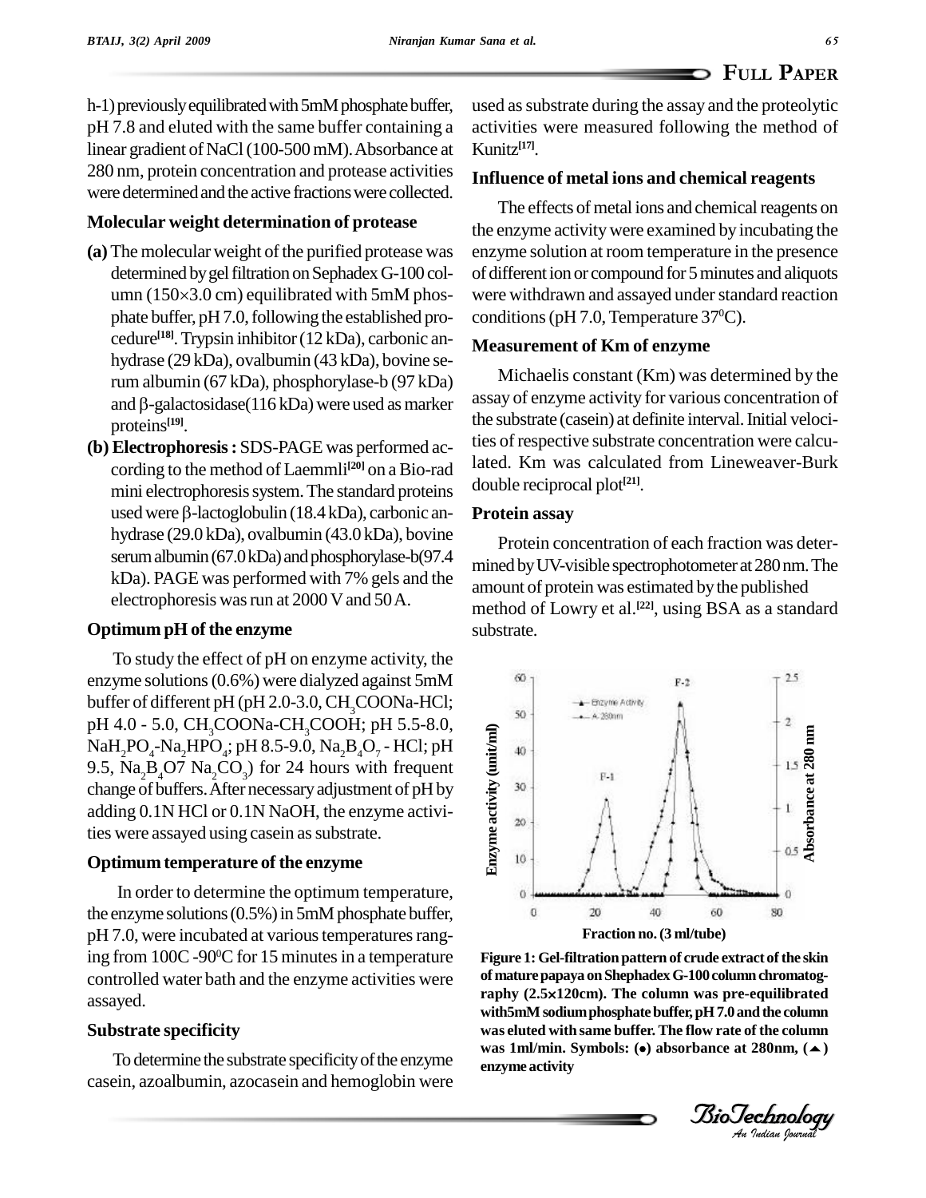h-1) previously equilibrated with 5mM phosphate buffer, pH 7.8 and eluted with the same buffer containing a linear gradient of NaCl (100-500 mM). Absorbance at 280 nm, protein concentration and protease activities were determined and the active fractions were collected.

### Molecular weight determination of protease

**(a)** The molecular weight of the purified protease was determined by gel filtration on Sephadex G-100 column (150×3.0 cm) equilibrated with 5mM phosphate buffer, pH 7.0, following the established procedure[18]. Trypsin inhibitor (12 kDa), carbonic anhydrase (29 kDa), ovalbumin (43 kDa), bovine serum albumin (67 kDa), phosphorylase-b (97 kDa) and β-galactosidase(116 kDa) were used as marker proteins[19].

**(b) Electrophoresis :** SDS-PAGE was performed according to the method of Laemmli[20] on a Bio-rad mini electrophoresis system. The standard proteins used were β-lactoglobulin (18.4 kDa), carbonic anhydrase (29.0 kDa), ovalbumin (43.0 kDa), bovine serum albumin (67.0 kDa) and phosphorylase-b(97.4 kDa). PAGE was performed with 7% gels and the electrophoresis was run at 2000 V and 50 A.

### Optimum pH of the enzyme

To study the effect of pH on enzyme activity, the enzyme solutions (0.6%) were dialyzed against 5mM buffer of different pH (pH 2.0-3.0, $CH_3COONa$-HCl; pH 4.0 - 5.0, $CH_3COONa$-$CH_3COOH$; pH 5.5-8.0, $NaH_2PO_4$-$Na_2HPO_4$; pH 8.5-9.0, $Na_2B_4O_7$ - HCl; pH 9.5, $Na_2B_4O7$ $Na_2CO_3$) for 24 hours with frequent change of buffers. After necessary adjustment of pH by adding 0.1N HCl or 0.1N NaOH, the enzyme activities were assayed using casein as substrate.

### Optimum temperature of the enzyme

In order to determine the optimum temperature, the enzyme solutions (0.5%) in 5mM phosphate buffer, pH 7.0, were incubated at various temperatures ranging from 100C -90$^0$C for 15 minutes in a temperature controlled water bath and the enzyme activities were assayed.

### Substrate specificity

To determine the substrate specificity of the enzyme casein, azoalbumin, azocasein and hemoglobin were used as substrate during the assay and the proteolytic activities were measured following the method of Kunitz[17].

### Influence of metal ions and chemical reagents

The effects of metal ions and chemical reagents on the enzyme activity were examined by incubating the enzyme solution at room temperature in the presence of different ion or compound for 5 minutes and aliquots were withdrawn and assayed under standard reaction conditions (pH 7.0, Temperature 37$^0$C).

### Measurement of Km of enzyme

Michaelis constant (Km) was determined by the assay of enzyme activity for various concentration of the substrate (casein) at definite interval. Initial velocities of respective substrate concentration were calculated. Km was calculated from Lineweaver-Burk double reciprocal plot[21].

### Protein assay

Protein concentration of each fraction was determined by UV-visible spectrophotometer at 280 nm. The amount of protein was estimated by the published method of Lowry et al.[22], using BSA as a standard substrate.

**Figure 1: Gel-filtration pattern of crude extract of the skin of mature papaya on Shephadex G-100 column chromatography (2.5×120cm). The column was pre-equilibrated with5mM sodium phosphate buffer, pH 7.0 and the column was eluted with same buffer. The flow rate of the column was 1ml/min. Symbols: (●) absorbance at 280nm, (▲) enzyme activity**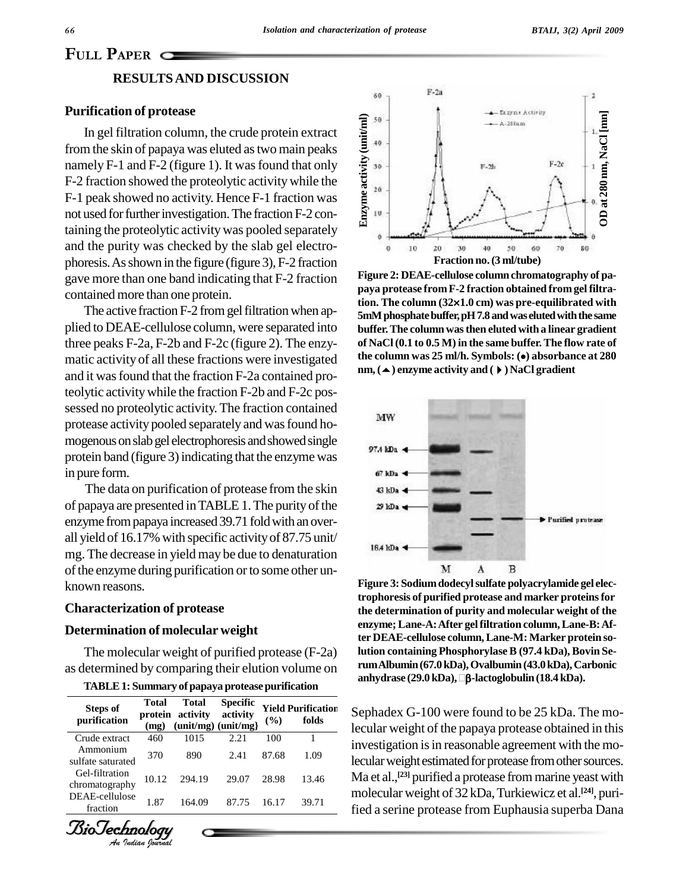## RESULTS AND DISCUSSION

### Purification of protease

In gel filtration column, the crude protein extract from the skin of papaya was eluted as two main peaks namely F-1 and F-2 (figure 1). It was found that only F-2 fraction showed the proteolytic activity while the F-1 peak showed no activity. Hence F-1 fraction was not used for further investigation. The fraction F-2 containing the proteolytic activity was pooled separately and the purity was checked by the slab gel electrophoresis. As shown in the figure (figure 3), F-2 fraction gave more than one band indicating that F-2 fraction contained more than one protein.

The active fraction F-2 from gel filtration when applied to DEAE-cellulose column, were separated into three peaks F-2a, F-2b and F-2c (figure 2). The enzymatic activity of all these fractions were investigated and it was found that the fraction F-2a contained proteolytic activity while the fraction F-2b and F-2c possessed no proteolytic activity. The fraction contained protease activity pooled separately and was found homogenous on slab gel electrophoresis and showed single protein band (figure 3) indicating that the enzyme was in pure form.

The data on purification of protease from the skin of papaya are presented in TABLE 1. The purity of the enzyme from papaya increased 39.71 fold with an overall yield of 16.17% with specific activity of 87.75 unit/mg. The decrease in yield may be due to denaturation of the enzyme during purification or to some other unknown reasons.

### Characterization of protease

### Determination of molecular weight

The molecular weight of purified protease (F-2a) as determined by comparing their elution volume on Sephadex G-100 were found to be 25 kDa. The molecular weight of the papaya protease obtained in this investigation is in reasonable agreement with the molecular weight estimated for protease from other sources. Ma et al.,[23] purified a protease from marine yeast with molecular weight of 32 kDa, Turkiewicz et al.[24], purified a serine protease from Euphausia superba Dana

**TABLE 1: Summary of papaya protease purification**

| Steps of purification | Total protein (mg) | Total activity (unit/mg) | Specific activity (unit/mg} | Yield (%) | Purification folds |
|---|---|---|---|---|---|
| Crude extract | 460 | 1015 | 2.21 | 100 | 1 |
| Ammonium sulfate saturated | 370 | 890 | 2.41 | 87.68 | 1.09 |
| Gel-filtration chromatography | 10.12 | 294.19 | 29.07 | 28.98 | 13.46 |
| DEAE-cellulose fraction | 1.87 | 164.09 | 87.75 | 16.17 | 39.71 |

**Figure 2: DEAE-cellulose column chromatography of papaya protease from F-2 fraction obtained from gel filtration. The column (32×1.0 cm) was pre-equilibrated with 5mM phosphate buffer, pH 7.8 and was eluted with the same buffer. The column was then eluted with a linear gradient of NaCl (0.1 to 0.5 M) in the same buffer. The flow rate of the column was 25 ml/h. Symbols: (●) absorbance at 280 nm, (▲) enzyme activity and (▶) NaCl gradient**

**Figure 3: Sodium dodecyl sulfate polyacrylamide gel electrophoresis of purified protease and marker proteins for the determination of purity and molecular weight of the enzyme; Lane-A: After gel filtration column, Lane-B: After DEAE-cellulose column, Lane-M: Marker protein solution containing Phosphorylase B (97.4 kDa), Bovin Serum Albumin (67.0 kDa), Ovalbumin (43.0 kDa), Carbonic anhydrase (29.0 kDa), β-lactoglobulin (18.4 kDa).**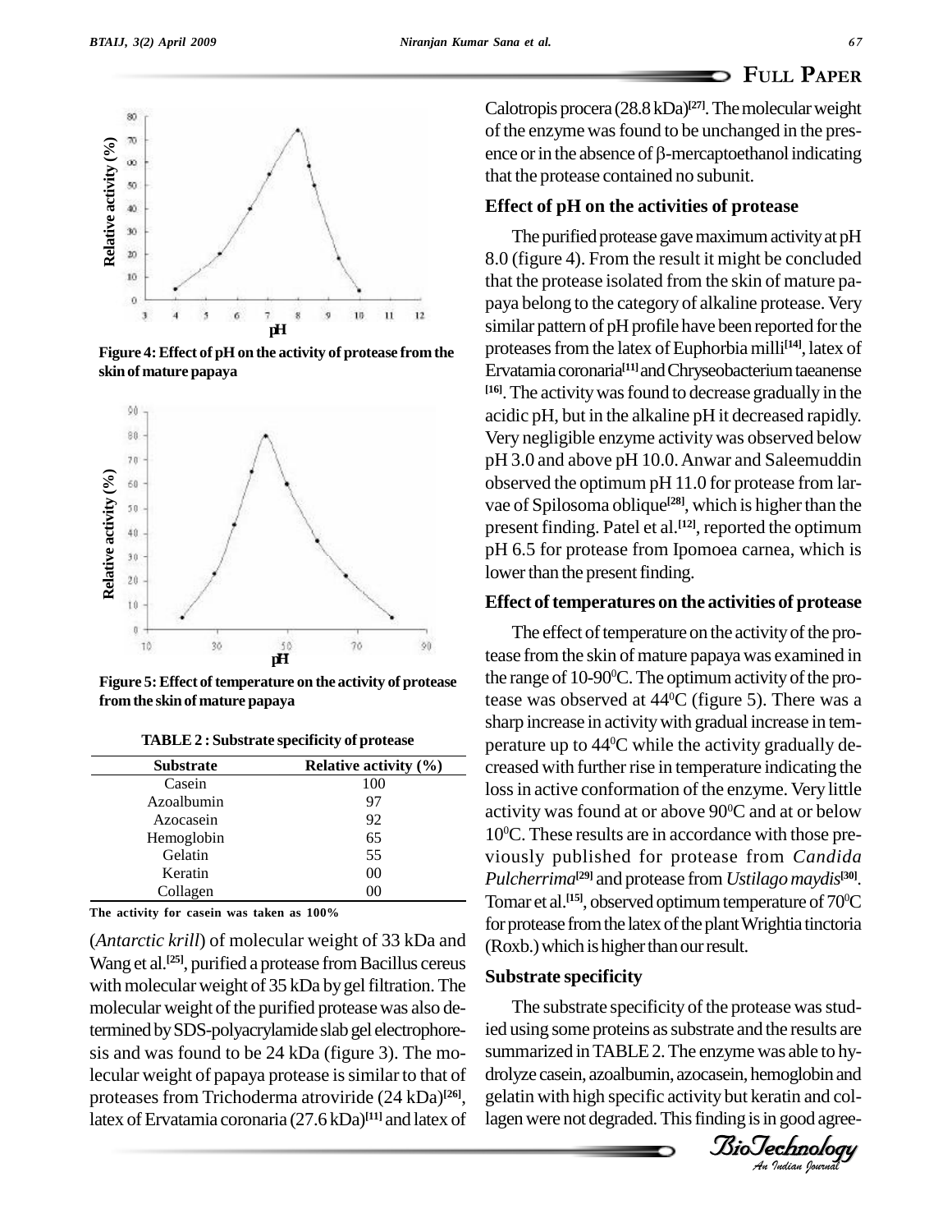Figure 4: Effect of pH on the activity of protease from the skin of mature papaya

Figure 5: Effect of temperature on the activity of protease from the skin of mature papaya

TABLE 2 : Substrate specificity of protease

| Substrate | Relative activity (%) |
|---|---|
| Casein | 100 |
| Azoalbumin | 97 |
| Azocasein | 92 |
| Hemoglobin | 65 |
| Gelatin | 55 |
| Keratin | 00 |
| Collagen | 00 |

The activity for casein was taken as 100%

(*Antarctic krill*) of molecular weight of 33 kDa and Wang et al.[25], purified a protease from Bacillus cereus with molecular weight of 35 kDa by gel filtration. The molecular weight of the purified protease was also determined by SDS-polyacrylamide slab gel electrophoresis and was found to be 24 kDa (figure 3). The molecular weight of papaya protease is similar to that of proteases from Trichoderma atroviride (24 kDa)[26], latex of Ervatamia coronaria (27.6 kDa)[11] and latex of Calotropis procera (28.8 kDa)[27]. The molecular weight of the enzyme was found to be unchanged in the presence or in the absence of β-mercaptoethanol indicating that the protease contained no subunit.

### Effect of pH on the activities of protease

The purified protease gave maximum activity at pH 8.0 (figure 4). From the result it might be concluded that the protease isolated from the skin of mature papaya belong to the category of alkaline protease. Very similar pattern of pH profile have been reported for the proteases from the latex of Euphorbia milli[14], latex of Ervatamia coronaria[11] and Chryseobacterium taeanense [16]. The activity was found to decrease gradually in the acidic pH, but in the alkaline pH it decreased rapidly. Very negligible enzyme activity was observed below pH 3.0 and above pH 10.0. Anwar and Saleemuddin observed the optimum pH 11.0 for protease from larvae of Spilosoma oblique[28], which is higher than the present finding. Patel et al.[12], reported the optimum pH 6.5 for protease from Ipomoea carnea, which is lower than the present finding.

### Effect of temperatures on the activities of protease

The effect of temperature on the activity of the protease from the skin of mature papaya was examined in the range of 10-90$^0$C. The optimum activity of the protease was observed at 44$^0$C (figure 5). There was a sharp increase in activity with gradual increase in temperature up to 44$^0$C while the activity gradually decreased with further rise in temperature indicating the loss in active conformation of the enzyme. Very little activity was found at or above 90$^0$C and at or below 10$^0$C. These results are in accordance with those previously published for protease from *Candida Pulcherrima*[29] and protease from *Ustilago maydis*[30]. Tomar et al.[15], observed optimum temperature of 70$^0$C for protease from the latex of the plant Wrightia tinctoria (Roxb.) which is higher than our result.

### Substrate specificity

The substrate specificity of the protease was studied using some proteins as substrate and the results are summarized in TABLE 2. The enzyme was able to hydrolyze casein, azoalbumin, azocasein, hemoglobin and gelatin with high specific activity but keratin and collagen were not degraded. This finding is in good agree-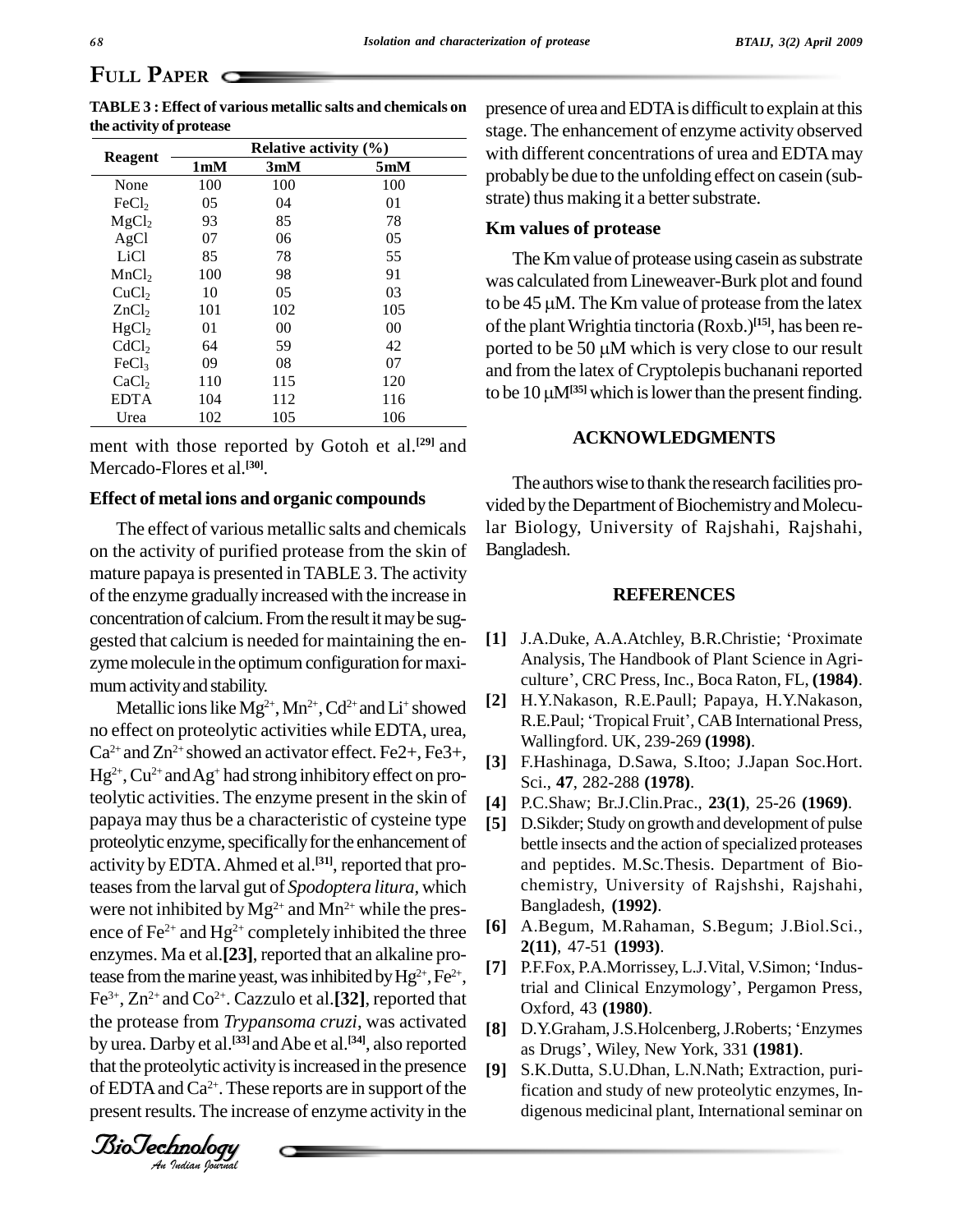**TABLE 3 : Effect of various metallic salts and chemicals on the activity of protease**

| Reagent | Relative activity (%) | | |
|---|---|---|---|
| | 1mM | 3mM | 5mM |
| None | 100 | 100 | 100 |
| $FeCl_2$ | 05 | 04 | 01 |
| $MgCl_2$ | 93 | 85 | 78 |
| AgCl | 07 | 06 | 05 |
| LiCl | 85 | 78 | 55 |
| $MnCl_2$ | 100 | 98 | 91 |
| $CuCl_2$ | 10 | 05 | 03 |
| $ZnCl_2$ | 101 | 102 | 105 |
| $HgCl_2$ | 01 | 00 | 00 |
| $CdCl_2$ | 64 | 59 | 42 |
| $FeCl_3$ | 09 | 08 | 07 |
| $CaCl_2$ | 110 | 115 | 120 |
| EDTA | 104 | 112 | 116 |
| Urea | 102 | 105 | 106 |

ment with those reported by Gotoh et al.[29] and Mercado-Flores et al.[30].

## Effect of metal ions and organic compounds

The effect of various metallic salts and chemicals on the activity of purified protease from the skin of mature papaya is presented in TABLE 3. The activity of the enzyme gradually increased with the increase in concentration of calcium. From the result it may be suggested that calcium is needed for maintaining the enzyme molecule in the optimum configuration for maximum activity and stability.

Metallic ions like $Mg^{2+}$, $Mn^{2+}$, $Cd^{2+}$ and $Li^{+}$ showed no effect on proteolytic activities while EDTA, urea, $Ca^{2+}$ and $Zn^{2+}$ showed an activator effect. Fe2+, Fe3+, $Hg^{2+}$, $Cu^{2+}$ and $Ag^{+}$ had strong inhibitory effect on proteolytic activities. The enzyme present in the skin of papaya may thus be a characteristic of cysteine type proteolytic enzyme, specifically for the enhancement of activity by EDTA. Ahmed et al.[31], reported that proteases from the larval gut of *Spodoptera litura*, which were not inhibited by $Mg^{2+}$ and $Mn^{2+}$ while the presence of $Fe^{2+}$ and $Hg^{2+}$ completely inhibited the three enzymes. Ma et al.**[23]**, reported that an alkaline protease from the marine yeast, was inhibited by $Hg^{2+}$, $Fe^{2+}$, $Fe^{3+}$, $Zn^{2+}$ and $Co^{2+}$. Cazzulo et al.**[32]**, reported that the protease from *Trypansoma cruzi*, was activated by urea. Darby et al.[33] and Abe et al.[34], also reported that the proteolytic activity is increased in the presence of EDTA and $Ca^{2+}$. These reports are in support of the present results. The increase of enzyme activity in the presence of urea and EDTA is difficult to explain at this stage. The enhancement of enzyme activity observed with different concentrations of urea and EDTA may probably be due to the unfolding effect on casein (substrate) thus making it a better substrate.

## Km values of protease

The Km value of protease using casein as substrate was calculated from Lineweaver-Burk plot and found to be 45 μM. The Km value of protease from the latex of the plant Wrightia tinctoria (Roxb.)[15], has been reported to be 50 μM which is very close to our result and from the latex of Cryptolepis buchanani reported to be 10 μM[35] which is lower than the present finding.

## ACKNOWLEDGMENTS

The authors wise to thank the research facilities provided by the Department of Biochemistry and Molecular Biology, University of Rajshahi, Rajshahi, Bangladesh.

## REFERENCES

- **[1]** J.A.Duke, A.A.Atchley, B.R.Christie; 'Proximate Analysis, The Handbook of Plant Science in Agriculture', CRC Press, Inc., Boca Raton, FL, **(1984)**.
- **[2]** H.Y.Nakason, R.E.Paull; Papaya, H.Y.Nakason, R.E.Paul; 'Tropical Fruit', CAB International Press, Wallingford. UK, 239-269 **(1998)**.
- **[3]** F.Hashinaga, D.Sawa, S.Itoo; J.Japan Soc.Hort. Sci., **47**, 282-288 **(1978)**.
- **[4]** P.C.Shaw; Br.J.Clin.Prac., **23(1)**, 25-26 **(1969)**.
- **[5]** D.Sikder; Study on growth and development of pulse bettle insects and the action of specialized proteases and peptides. M.Sc.Thesis. Department of Biochemistry, University of Rajshshi, Rajshahi, Bangladesh, **(1992)**.
- **[6]** A.Begum, M.Rahaman, S.Begum; J.Biol.Sci., **2(11)**, 47-51 **(1993)**.
- **[7]** P.F.Fox, P.A.Morrissey, L.J.Vital, V.Simon; 'Industrial and Clinical Enzymology', Pergamon Press, Oxford, 43 **(1980)**.
- **[8]** D.Y.Graham, J.S.Holcenberg, J.Roberts; 'Enzymes as Drugs', Wiley, New York, 331 **(1981)**.
- **[9]** S.K.Dutta, S.U.Dhan, L.N.Nath; Extraction, purification and study of new proteolytic enzymes, Indigenous medicinal plant, International seminar on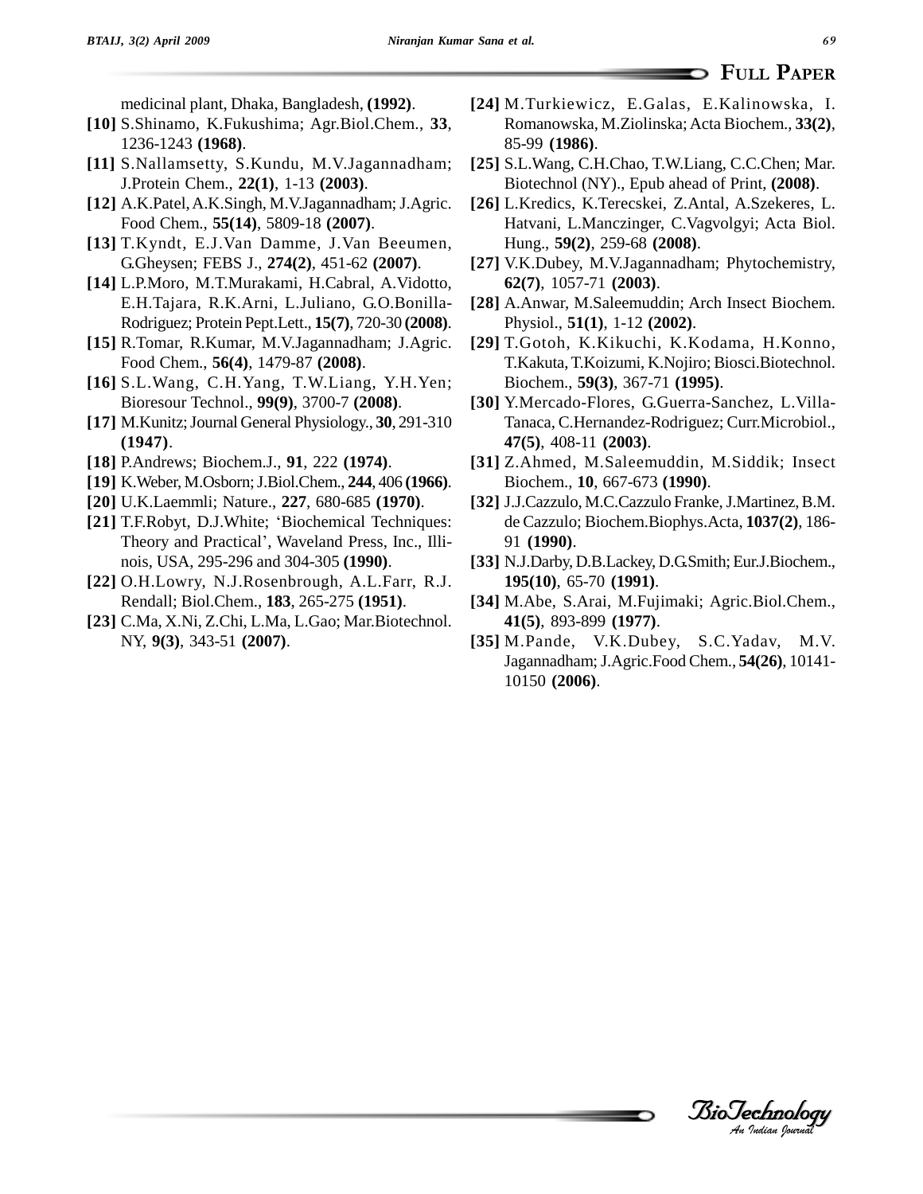medicinal plant, Dhaka, Bangladesh, **(1992)**.

**[10]** S.Shinamo, K.Fukushima; Agr.Biol.Chem., **33**, 1236-1243 **(1968)**.

**[11]** S.Nallamsetty, S.Kundu, M.V.Jagannadham; J.Protein Chem., **22(1)**, 1-13 **(2003)**.

**[12]** A.K.Patel, A.K.Singh, M.V.Jagannadham; J.Agric. Food Chem., **55(14)**, 5809-18 **(2007)**.

**[13]** T.Kyndt, E.J.Van Damme, J.Van Beeumen, G.Gheysen; FEBS J., **274(2)**, 451-62 **(2007)**.

**[14]** L.P.Moro, M.T.Murakami, H.Cabral, A.Vidotto, E.H.Tajara, R.K.Arni, L.Juliano, G.O.Bonilla-Rodriguez; Protein Pept.Lett., **15(7)**, 720-30 **(2008)**.

**[15]** R.Tomar, R.Kumar, M.V.Jagannadham; J.Agric. Food Chem., **56(4)**, 1479-87 **(2008)**.

**[16]** S.L.Wang, C.H.Yang, T.W.Liang, Y.H.Yen; Bioresour Technol., **99(9)**, 3700-7 **(2008)**.

**[17]** M.Kunitz; Journal General Physiology., **30**, 291-310 **(1947)**.

**[18]** P.Andrews; Biochem.J., **91**, 222 **(1974)**.

**[19]** K.Weber, M.Osborn; J.Biol.Chem., **244**, 406 **(1966)**.

**[20]** U.K.Laemmli; Nature., **227**, 680-685 **(1970)**.

**[21]** T.F.Robyt, D.J.White; 'Biochemical Techniques: Theory and Practical', Waveland Press, Inc., Illinois, USA, 295-296 and 304-305 **(1990)**.

**[22]** O.H.Lowry, N.J.Rosenbrough, A.L.Farr, R.J. Rendall; Biol.Chem., **183**, 265-275 **(1951)**.

**[23]** C.Ma, X.Ni, Z.Chi, L.Ma, L.Gao; Mar.Biotechnol. NY, **9(3)**, 343-51 **(2007)**.

**[24]** M.Turkiewicz, E.Galas, E.Kalinowska, I. Romanowska, M.Ziolinska; Acta Biochem., **33(2)**, 85-99 **(1986)**.

**[25]** S.L.Wang, C.H.Chao, T.W.Liang, C.C.Chen; Mar. Biotechnol (NY)., Epub ahead of Print, **(2008)**.

**[26]** L.Kredics, K.Terecskei, Z.Antal, A.Szekeres, L. Hatvani, L.Manczinger, C.Vagvolgyi; Acta Biol. Hung., **59(2)**, 259-68 **(2008)**.

**[27]** V.K.Dubey, M.V.Jagannadham; Phytochemistry, **62(7)**, 1057-71 **(2003)**.

**[28]** A.Anwar, M.Saleemuddin; Arch Insect Biochem. Physiol., **51(1)**, 1-12 **(2002)**.

**[29]** T.Gotoh, K.Kikuchi, K.Kodama, H.Konno, T.Kakuta, T.Koizumi, K.Nojiro; Biosci.Biotechnol. Biochem., **59(3)**, 367-71 **(1995)**.

**[30]** Y.Mercado-Flores, G.Guerra-Sanchez, L.Villa-Tanaca, C.Hernandez-Rodriguez; Curr.Microbiol., **47(5)**, 408-11 **(2003)**.

**[31]** Z.Ahmed, M.Saleemuddin, M.Siddik; Insect Biochem., **10**, 667-673 **(1990)**.

**[32]** J.J.Cazzulo, M.C.Cazzulo Franke, J.Martinez, B.M. de Cazzulo; Biochem.Biophys.Acta, **1037(2)**, 186-91 **(1990)**.

**[33]** N.J.Darby, D.B.Lackey, D.G.Smith; Eur.J.Biochem., **195(10)**, 65-70 **(1991)**.

**[34]** M.Abe, S.Arai, M.Fujimaki; Agric.Biol.Chem., **41(5)**, 893-899 **(1977)**.

**[35]** M.Pande, V.K.Dubey, S.C.Yadav, M.V. Jagannadham; J.Agric.Food Chem., **54(26)**, 10141-10150 **(2006)**.